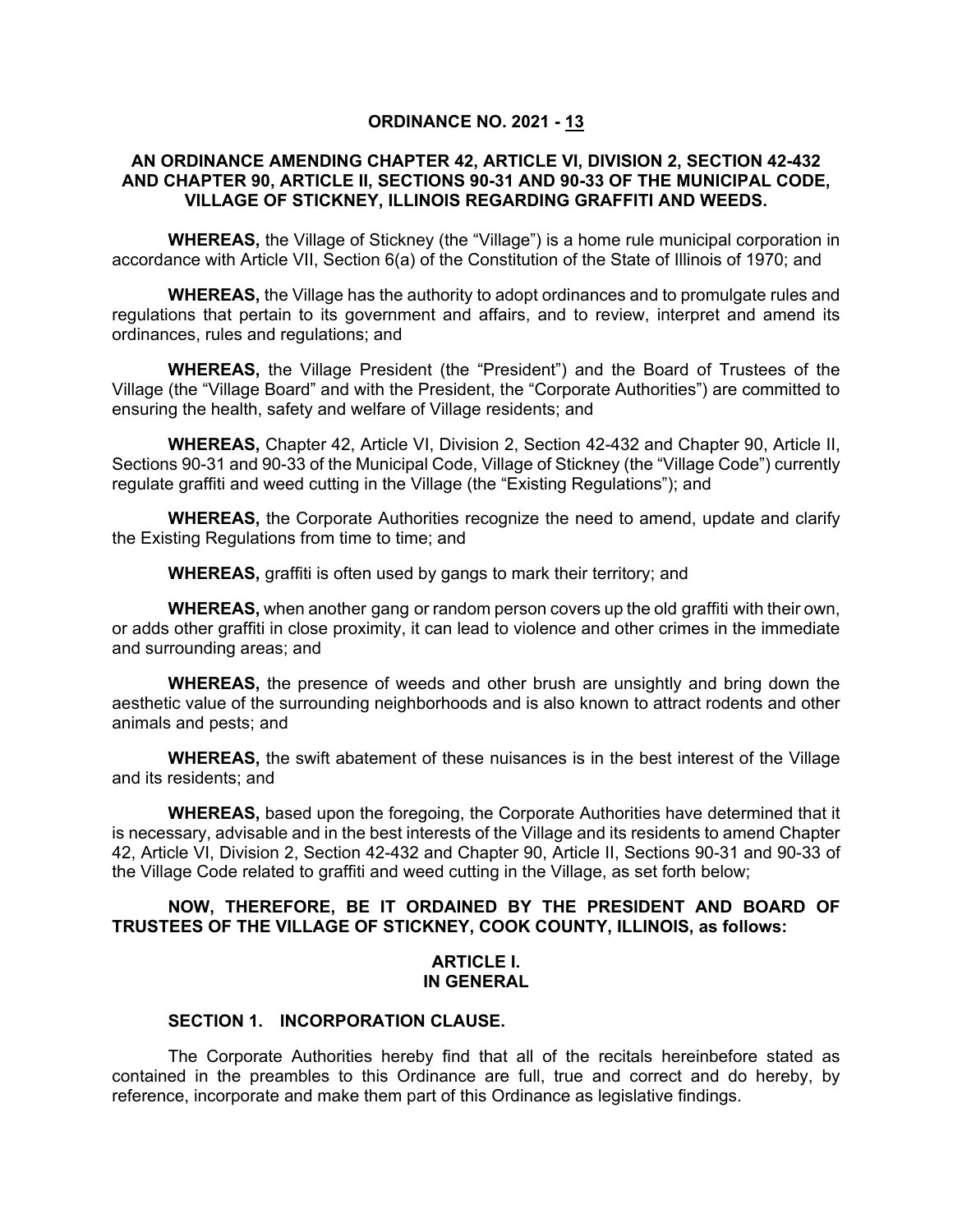# ORDINANCE NO. 2021 - 13

## AN ORDINANCE AMENDING CHAPTER 42, ARTICLE VI, DIVISION 2, SECTION 42-432 AND CHAPTER 90, ARTICLE II, SECTIONS 90-31 AND 90-33 OF THE MUNICIPAL CODE, VILLAGE OF STICKNEY, ILLINOIS REGARDING GRAFFITI AND WEEDS.

**WHEREAS,** the Village of Stickney (the "Village") is a home rule municipal corporation in accordance with Article VII, Section 6(a) of the Constitution of the State of Illinois of 1970; and

**WHEREAS,** the Village has the authority to adopt ordinances and to promulgate rules and regulations that pertain to its government and affairs, and to review, interpret and amend its ordinances, rules and regulations; and

**WHEREAS,** the Village President (the "President") and the Board of Trustees of the Village (the "Village Board" and with the President, the "Corporate Authorities") are committed to ensuring the health, safety and welfare of Village residents; and

**WHEREAS,** Chapter 42, Article VI, Division 2, Section 42-432 and Chapter 90, Article II, Sections 90-31 and 90-33 of the Municipal Code, Village of Stickney (the "Village Code") currently regulate graffiti and weed cutting in the Village (the "Existing Regulations"); and

**WHEREAS,** the Corporate Authorities recognize the need to amend, update and clarify the Existing Regulations from time to time; and

**WHEREAS,** graffiti is often used by gangs to mark their territory; and

**WHEREAS,** when another gang or random person covers up the old graffiti with their own, or adds other graffiti in close proximity, it can lead to violence and other crimes in the immediate and surrounding areas; and

**WHEREAS,** the presence of weeds and other brush are unsightly and bring down the aesthetic value of the surrounding neighborhoods and is also known to attract rodents and other animals and pests; and

**WHEREAS,** the swift abatement of these nuisances is in the best interest of the Village and its residents; and

**WHEREAS,** based upon the foregoing, the Corporate Authorities have determined that it is necessary, advisable and in the best interests of the Village and its residents to amend Chapter 42, Article VI, Division 2, Section 42-432 and Chapter 90, Article II, Sections 90-31 and 90-33 of the Village Code related to graffiti and weed cutting in the Village, as set forth below;

**NOW, THEREFORE, BE IT ORDAINED BY THE PRESIDENT AND BOARD OF TRUSTEES OF THE VILLAGE OF STICKNEY, COOK COUNTY, ILLINOIS, as follows:**

## ARTICLE I. IN GENERAL

### SECTION 1. INCORPORATION CLAUSE.

The Corporate Authorities hereby find that all of the recitals hereinbefore stated as contained in the preambles to this Ordinance are full, true and correct and do hereby, by reference, incorporate and make them part of this Ordinance as legislative findings.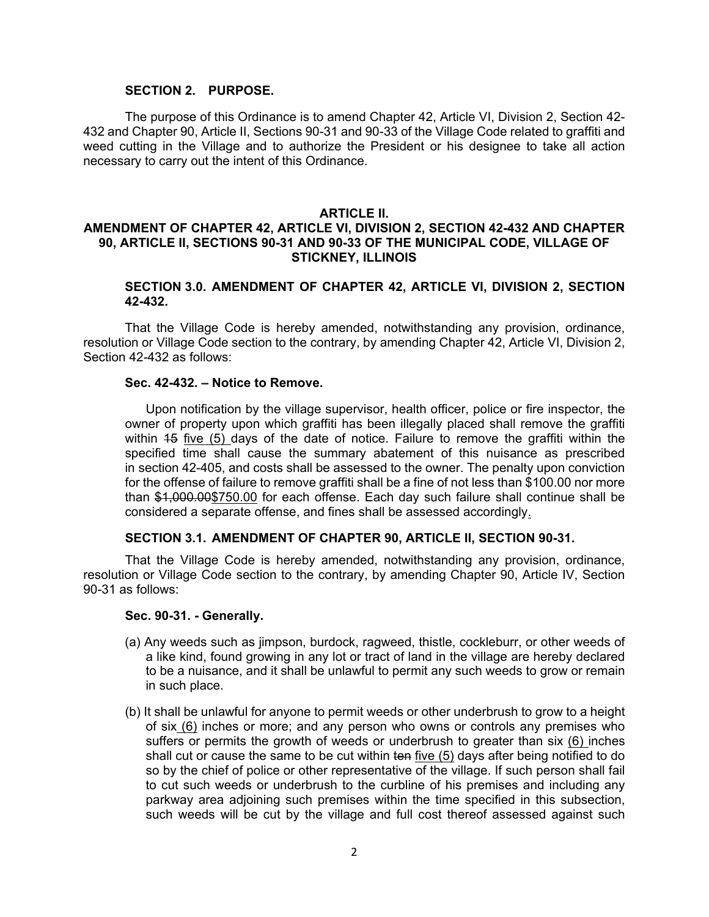**SECTION 2. PURPOSE.**

The purpose of this Ordinance is to amend Chapter 42, Article VI, Division 2, Section 42-432 and Chapter 90, Article II, Sections 90-31 and 90-33 of the Village Code related to graffiti and weed cutting in the Village and to authorize the President or his designee to take all action necessary to carry out the intent of this Ordinance.

## ARTICLE II.
## AMENDMENT OF CHAPTER 42, ARTICLE VI, DIVISION 2, SECTION 42-432 AND CHAPTER 90, ARTICLE II, SECTIONS 90-31 AND 90-33 OF THE MUNICIPAL CODE, VILLAGE OF STICKNEY, ILLINOIS

**SECTION 3.0. AMENDMENT OF CHAPTER 42, ARTICLE VI, DIVISION 2, SECTION 42-432.**

That the Village Code is hereby amended, notwithstanding any provision, ordinance, resolution or Village Code section to the contrary, by amending Chapter 42, Article VI, Division 2, Section 42-432 as follows:

**Sec. 42-432. – Notice to Remove.**

Upon notification by the village supervisor, health officer, police or fire inspector, the owner of property upon which graffiti has been illegally placed shall remove the graffiti within ~~15~~ <u>five (5)</u> days of the date of notice. Failure to remove the graffiti within the specified time shall cause the summary abatement of this nuisance as prescribed in section 42-405, and costs shall be assessed to the owner. The penalty upon conviction for the offense of failure to remove graffiti shall be a fine of not less than $100.00 nor more than ~~$1,000.00~~<u>$750.00</u> for each offense. Each day such failure shall continue shall be considered a separate offense, and fines shall be assessed accordingly<u>.</u>

**SECTION 3.1. AMENDMENT OF CHAPTER 90, ARTICLE II, SECTION 90-31.**

That the Village Code is hereby amended, notwithstanding any provision, ordinance, resolution or Village Code section to the contrary, by amending Chapter 90, Article IV, Section 90-31 as follows:

**Sec. 90-31. - Generally.**

(a) Any weeds such as jimpson, burdock, ragweed, thistle, cockleburr, or other weeds of a like kind, found growing in any lot or tract of land in the village are hereby declared to be a nuisance, and it shall be unlawful to permit any such weeds to grow or remain in such place.

(b) It shall be unlawful for anyone to permit weeds or other underbrush to grow to a height of six <u>(6)</u> inches or more; and any person who owns or controls any premises who suffers or permits the growth of weeds or underbrush to greater than six <u>(6)</u> inches shall cut or cause the same to be cut within ~~ten~~ <u>five (5)</u> days after being notified to do so by the chief of police or other representative of the village. If such person shall fail to cut such weeds or underbrush to the curbline of his premises and including any parkway area adjoining such premises within the time specified in this subsection, such weeds will be cut by the village and full cost thereof assessed against such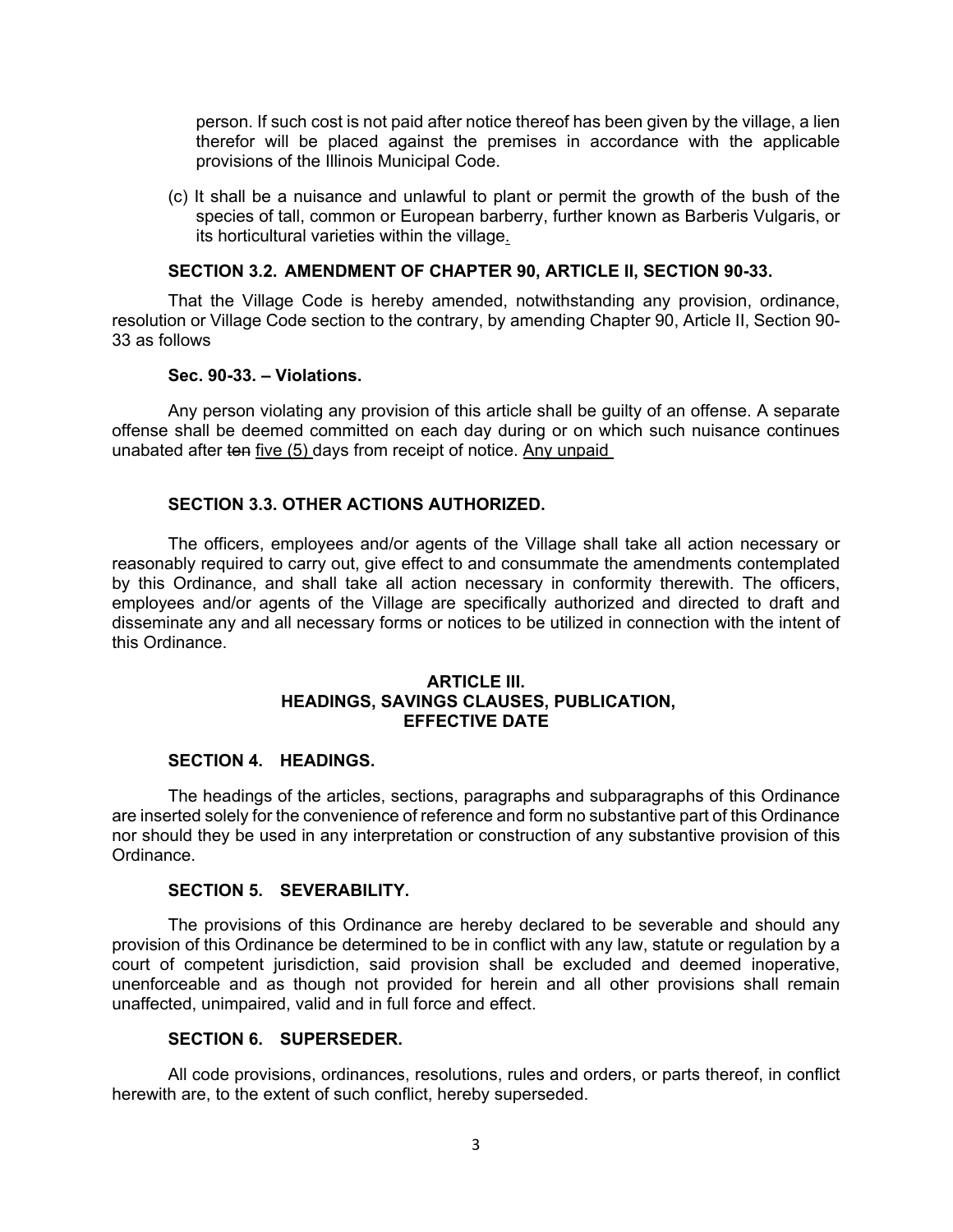person. If such cost is not paid after notice thereof has been given by the village, a lien therefor will be placed against the premises in accordance with the applicable provisions of the Illinois Municipal Code.

(c) It shall be a nuisance and unlawful to plant or permit the growth of the bush of the species of tall, common or European barberry, further known as Barberis Vulgaris, or its horticultural varieties within the village.

**SECTION 3.2. AMENDMENT OF CHAPTER 90, ARTICLE II, SECTION 90-33.**

That the Village Code is hereby amended, notwithstanding any provision, ordinance, resolution or Village Code section to the contrary, by amending Chapter 90, Article II, Section 90-33 as follows

**Sec. 90-33. – Violations.**

Any person violating any provision of this article shall be guilty of an offense. A separate offense shall be deemed committed on each day during or on which such nuisance continues unabated after ~~ten~~ five (5) days from receipt of notice. Any unpaid

**SECTION 3.3. OTHER ACTIONS AUTHORIZED.**

The officers, employees and/or agents of the Village shall take all action necessary or reasonably required to carry out, give effect to and consummate the amendments contemplated by this Ordinance, and shall take all action necessary in conformity therewith. The officers, employees and/or agents of the Village are specifically authorized and directed to draft and disseminate any and all necessary forms or notices to be utilized in connection with the intent of this Ordinance.

## ARTICLE III.
## HEADINGS, SAVINGS CLAUSES, PUBLICATION, EFFECTIVE DATE

**SECTION 4. HEADINGS.**

The headings of the articles, sections, paragraphs and subparagraphs of this Ordinance are inserted solely for the convenience of reference and form no substantive part of this Ordinance nor should they be used in any interpretation or construction of any substantive provision of this Ordinance.

**SECTION 5. SEVERABILITY.**

The provisions of this Ordinance are hereby declared to be severable and should any provision of this Ordinance be determined to be in conflict with any law, statute or regulation by a court of competent jurisdiction, said provision shall be excluded and deemed inoperative, unenforceable and as though not provided for herein and all other provisions shall remain unaffected, unimpaired, valid and in full force and effect.

**SECTION 6. SUPERSEDER.**

All code provisions, ordinances, resolutions, rules and orders, or parts thereof, in conflict herewith are, to the extent of such conflict, hereby superseded.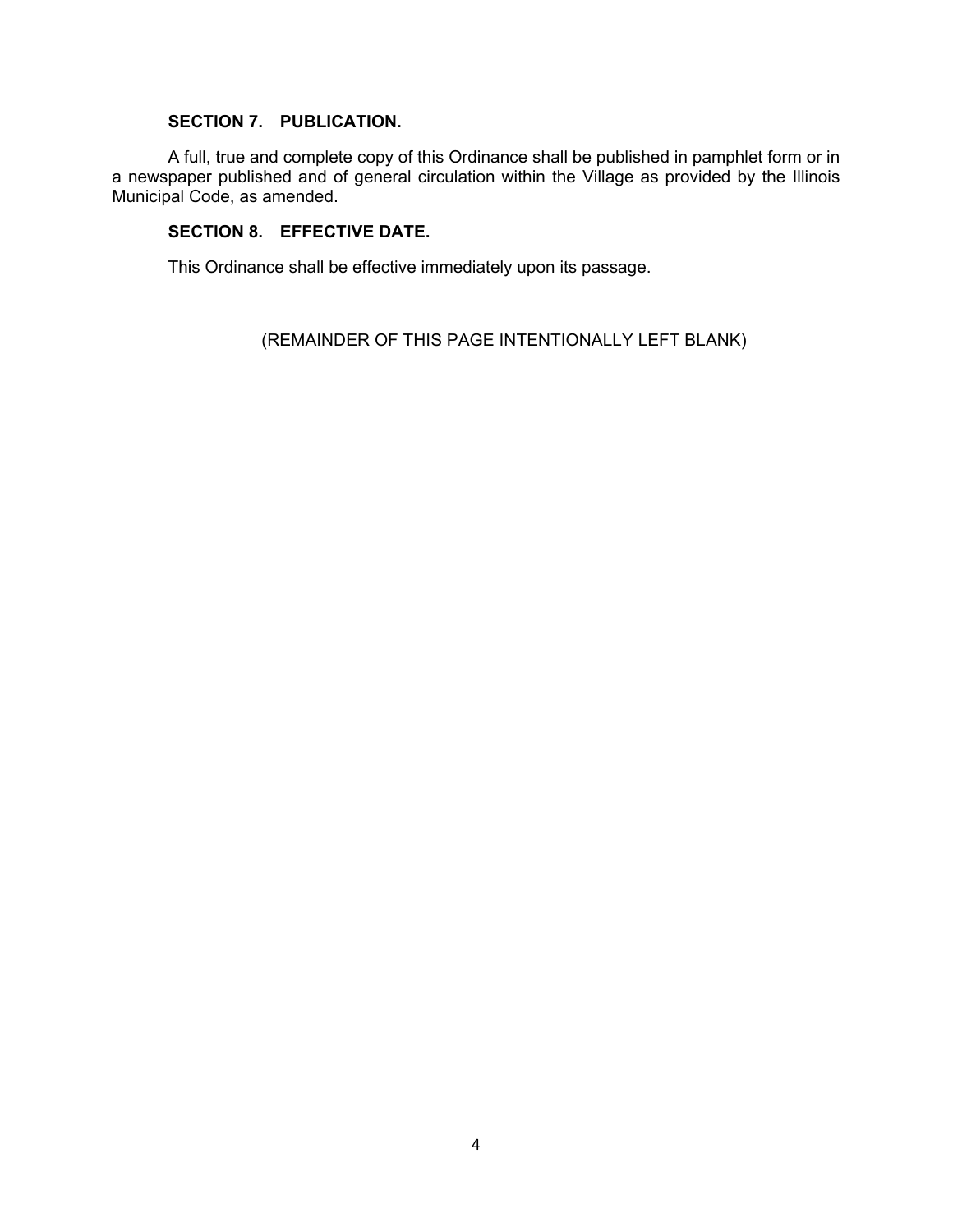**SECTION 7. PUBLICATION.**

A full, true and complete copy of this Ordinance shall be published in pamphlet form or in a newspaper published and of general circulation within the Village as provided by the Illinois Municipal Code, as amended.

**SECTION 8. EFFECTIVE DATE.**

This Ordinance shall be effective immediately upon its passage.

(REMAINDER OF THIS PAGE INTENTIONALLY LEFT BLANK)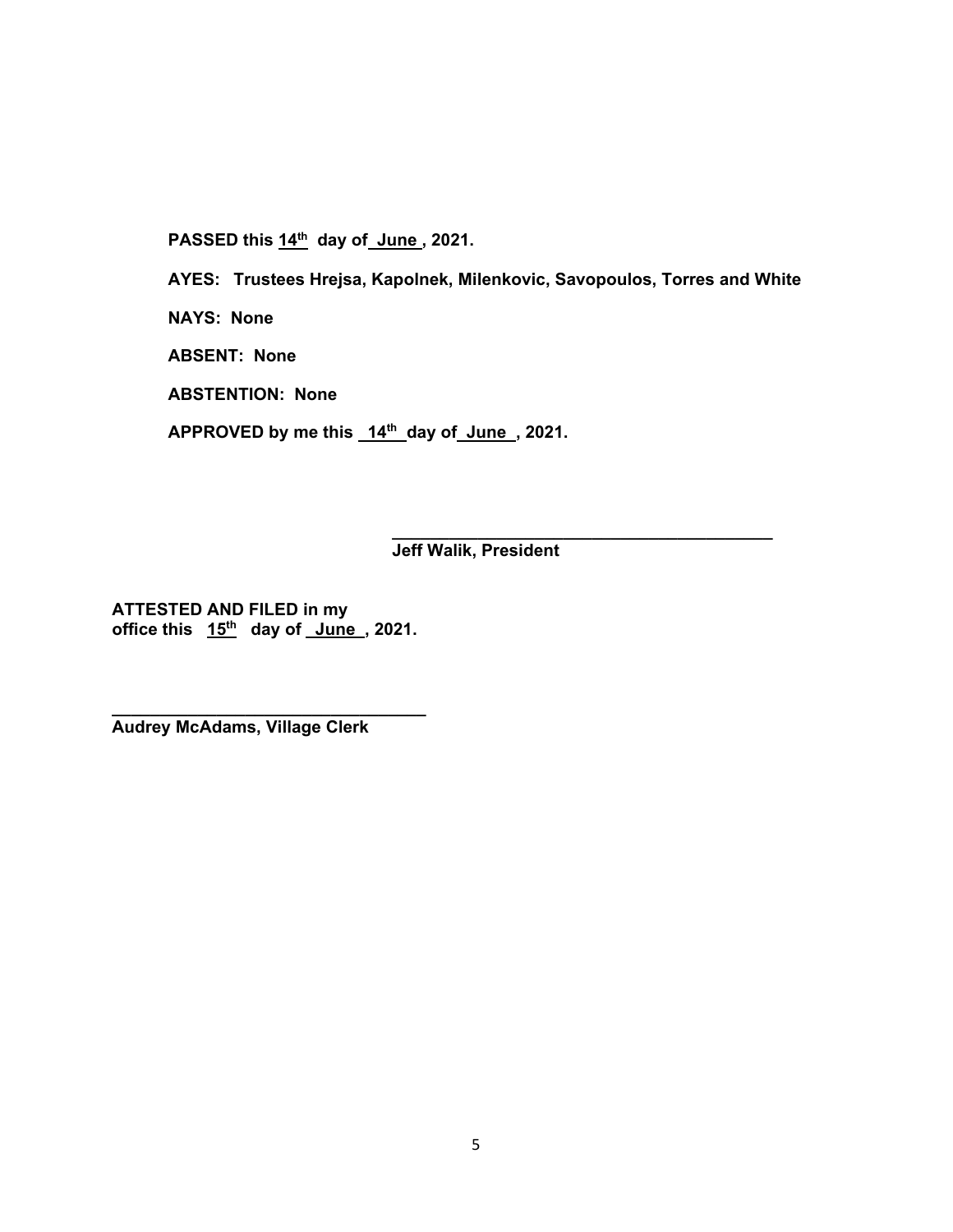**PASSED this 14th day of June, 2021.**

**AYES: Trustees Hrejsa, Kapolnek, Milenkovic, Savopoulos, Torres and White**

**NAYS: None**

**ABSENT: None**

**ABSTENTION: None**

**APPROVED by me this 14th day of June, 2021.**

\_\_\_\_\_\_\_\_\_\_\_\_\_\_\_\_\_\_\_\_\_\_\_\_\_\_\_\_\_\_\_\_\_\_\_\_\_\_\_\_
**Jeff Walik, President**

**ATTESTED AND FILED in my office this 15th day of June, 2021.**

\_\_\_\_\_\_\_\_\_\_\_\_\_\_\_\_\_\_\_\_\_\_\_\_\_\_\_\_\_\_\_\_\_\_\_
**Audrey McAdams, Village Clerk**